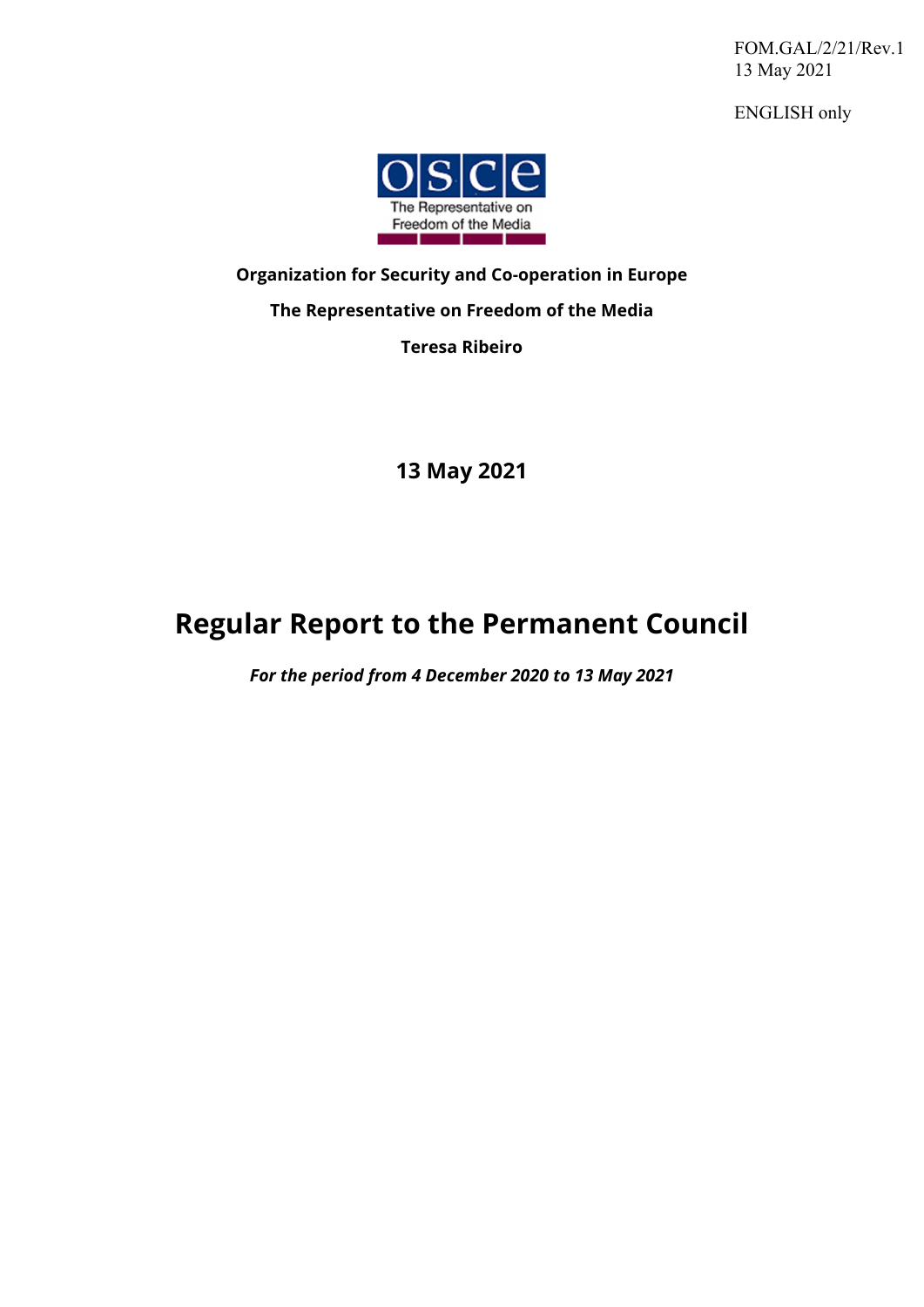FOM.GAL/2/21/Rev.1
13 May 2021

ENGLISH only

**Organization for Security and Co-operation in Europe**

**The Representative on Freedom of the Media**

**Teresa Ribeiro**

**13 May 2021**

# Regular Report to the Permanent Council

***For the period from 4 December 2020 to 13 May 2021***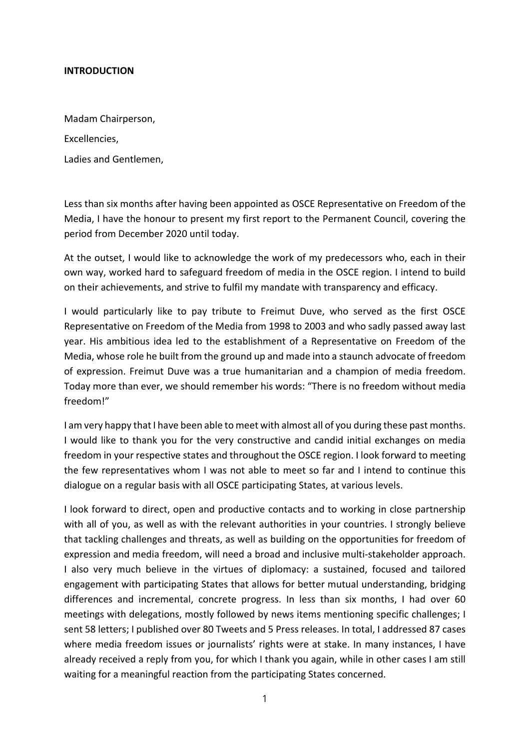**INTRODUCTION**

Madam Chairperson,

Excellencies,

Ladies and Gentlemen,

Less than six months after having been appointed as OSCE Representative on Freedom of the Media, I have the honour to present my first report to the Permanent Council, covering the period from December 2020 until today.

At the outset, I would like to acknowledge the work of my predecessors who, each in their own way, worked hard to safeguard freedom of media in the OSCE region. I intend to build on their achievements, and strive to fulfil my mandate with transparency and efficacy.

I would particularly like to pay tribute to Freimut Duve, who served as the first OSCE Representative on Freedom of the Media from 1998 to 2003 and who sadly passed away last year. His ambitious idea led to the establishment of a Representative on Freedom of the Media, whose role he built from the ground up and made into a staunch advocate of freedom of expression. Freimut Duve was a true humanitarian and a champion of media freedom. Today more than ever, we should remember his words: "There is no freedom without media freedom!"

I am very happy that I have been able to meet with almost all of you during these past months. I would like to thank you for the very constructive and candid initial exchanges on media freedom in your respective states and throughout the OSCE region. I look forward to meeting the few representatives whom I was not able to meet so far and I intend to continue this dialogue on a regular basis with all OSCE participating States, at various levels.

I look forward to direct, open and productive contacts and to working in close partnership with all of you, as well as with the relevant authorities in your countries. I strongly believe that tackling challenges and threats, as well as building on the opportunities for freedom of expression and media freedom, will need a broad and inclusive multi-stakeholder approach. I also very much believe in the virtues of diplomacy: a sustained, focused and tailored engagement with participating States that allows for better mutual understanding, bridging differences and incremental, concrete progress. In less than six months, I had over 60 meetings with delegations, mostly followed by news items mentioning specific challenges; I sent 58 letters; I published over 80 Tweets and 5 Press releases. In total, I addressed 87 cases where media freedom issues or journalists' rights were at stake. In many instances, I have already received a reply from you, for which I thank you again, while in other cases I am still waiting for a meaningful reaction from the participating States concerned.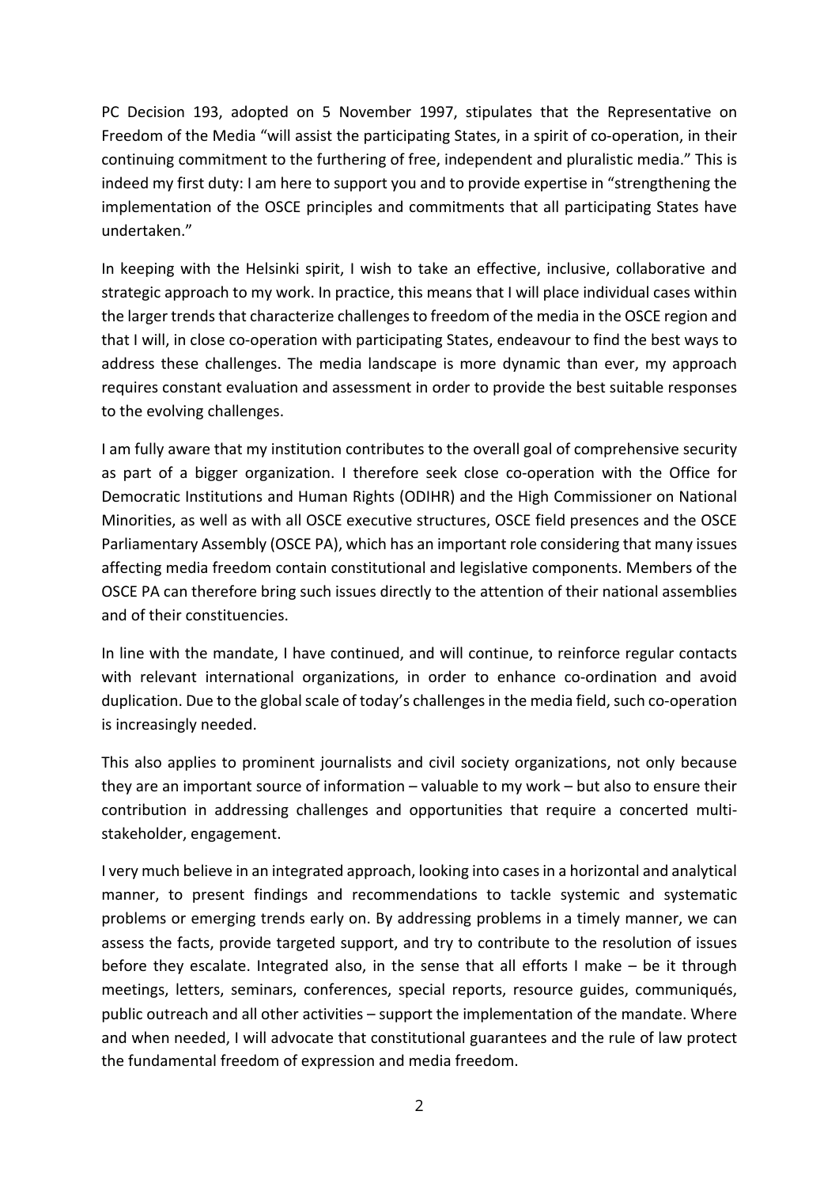PC Decision 193, adopted on 5 November 1997, stipulates that the Representative on Freedom of the Media "will assist the participating States, in a spirit of co-operation, in their continuing commitment to the furthering of free, independent and pluralistic media." This is indeed my first duty: I am here to support you and to provide expertise in "strengthening the implementation of the OSCE principles and commitments that all participating States have undertaken."

In keeping with the Helsinki spirit, I wish to take an effective, inclusive, collaborative and strategic approach to my work. In practice, this means that I will place individual cases within the larger trends that characterize challenges to freedom of the media in the OSCE region and that I will, in close co-operation with participating States, endeavour to find the best ways to address these challenges. The media landscape is more dynamic than ever, my approach requires constant evaluation and assessment in order to provide the best suitable responses to the evolving challenges.

I am fully aware that my institution contributes to the overall goal of comprehensive security as part of a bigger organization. I therefore seek close co-operation with the Office for Democratic Institutions and Human Rights (ODIHR) and the High Commissioner on National Minorities, as well as with all OSCE executive structures, OSCE field presences and the OSCE Parliamentary Assembly (OSCE PA), which has an important role considering that many issues affecting media freedom contain constitutional and legislative components. Members of the OSCE PA can therefore bring such issues directly to the attention of their national assemblies and of their constituencies.

In line with the mandate, I have continued, and will continue, to reinforce regular contacts with relevant international organizations, in order to enhance co-ordination and avoid duplication. Due to the global scale of today's challenges in the media field, such co-operation is increasingly needed.

This also applies to prominent journalists and civil society organizations, not only because they are an important source of information – valuable to my work – but also to ensure their contribution in addressing challenges and opportunities that require a concerted multi-stakeholder, engagement.

I very much believe in an integrated approach, looking into cases in a horizontal and analytical manner, to present findings and recommendations to tackle systemic and systematic problems or emerging trends early on. By addressing problems in a timely manner, we can assess the facts, provide targeted support, and try to contribute to the resolution of issues before they escalate. Integrated also, in the sense that all efforts I make – be it through meetings, letters, seminars, conferences, special reports, resource guides, communiqués, public outreach and all other activities – support the implementation of the mandate. Where and when needed, I will advocate that constitutional guarantees and the rule of law protect the fundamental freedom of expression and media freedom.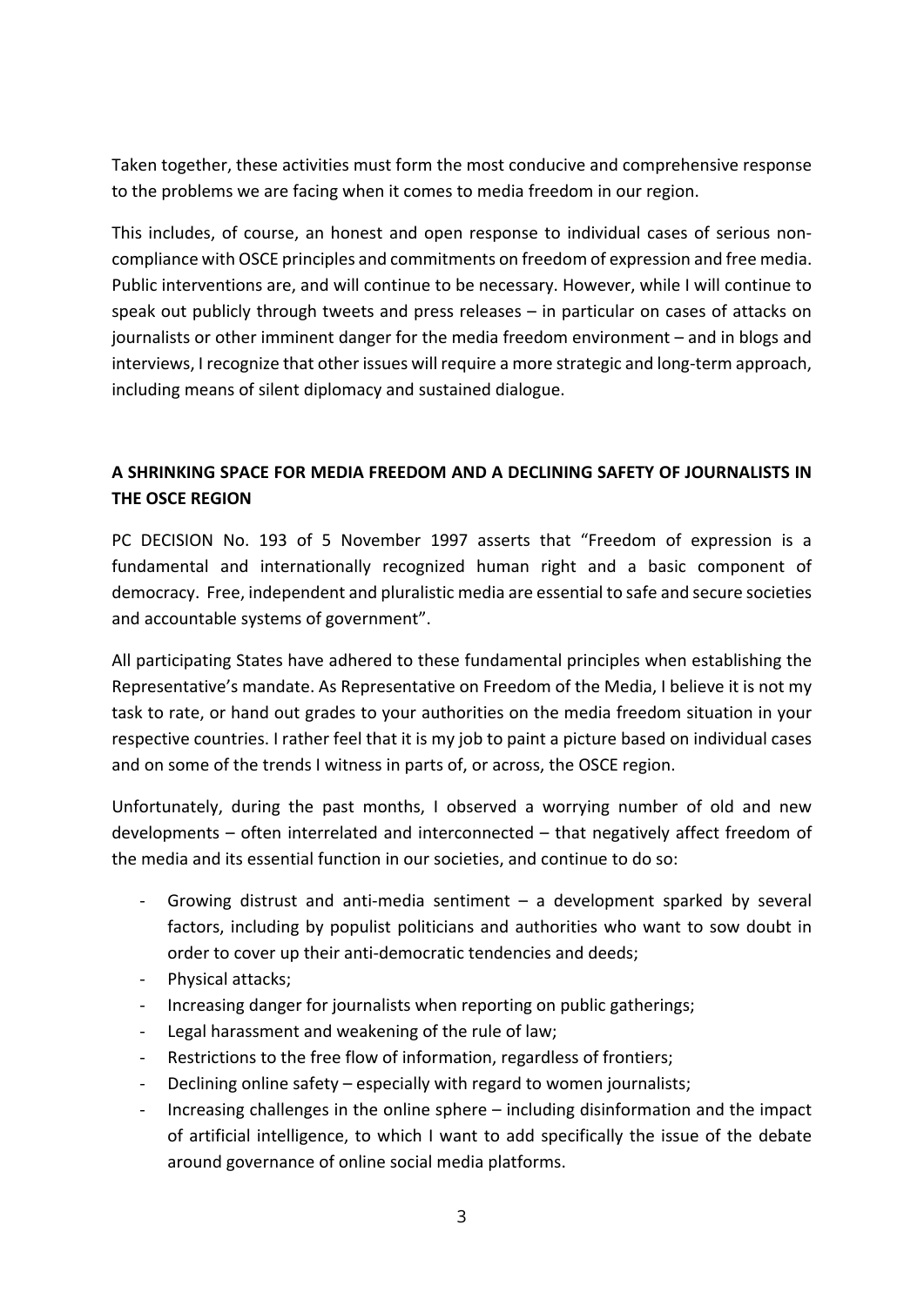Taken together, these activities must form the most conducive and comprehensive response to the problems we are facing when it comes to media freedom in our region.

This includes, of course, an honest and open response to individual cases of serious non-compliance with OSCE principles and commitments on freedom of expression and free media. Public interventions are, and will continue to be necessary. However, while I will continue to speak out publicly through tweets and press releases – in particular on cases of attacks on journalists or other imminent danger for the media freedom environment – and in blogs and interviews, I recognize that other issues will require a more strategic and long-term approach, including means of silent diplomacy and sustained dialogue.

## A SHRINKING SPACE FOR MEDIA FREEDOM AND A DECLINING SAFETY OF JOURNALISTS IN THE OSCE REGION

PC DECISION No. 193 of 5 November 1997 asserts that "Freedom of expression is a fundamental and internationally recognized human right and a basic component of democracy. Free, independent and pluralistic media are essential to safe and secure societies and accountable systems of government".

All participating States have adhered to these fundamental principles when establishing the Representative's mandate. As Representative on Freedom of the Media, I believe it is not my task to rate, or hand out grades to your authorities on the media freedom situation in your respective countries. I rather feel that it is my job to paint a picture based on individual cases and on some of the trends I witness in parts of, or across, the OSCE region.

Unfortunately, during the past months, I observed a worrying number of old and new developments – often interrelated and interconnected – that negatively affect freedom of the media and its essential function in our societies, and continue to do so:

- Growing distrust and anti-media sentiment – a development sparked by several factors, including by populist politicians and authorities who want to sow doubt in order to cover up their anti-democratic tendencies and deeds;
- Physical attacks;
- Increasing danger for journalists when reporting on public gatherings;
- Legal harassment and weakening of the rule of law;
- Restrictions to the free flow of information, regardless of frontiers;
- Declining online safety – especially with regard to women journalists;
- Increasing challenges in the online sphere – including disinformation and the impact of artificial intelligence, to which I want to add specifically the issue of the debate around governance of online social media platforms.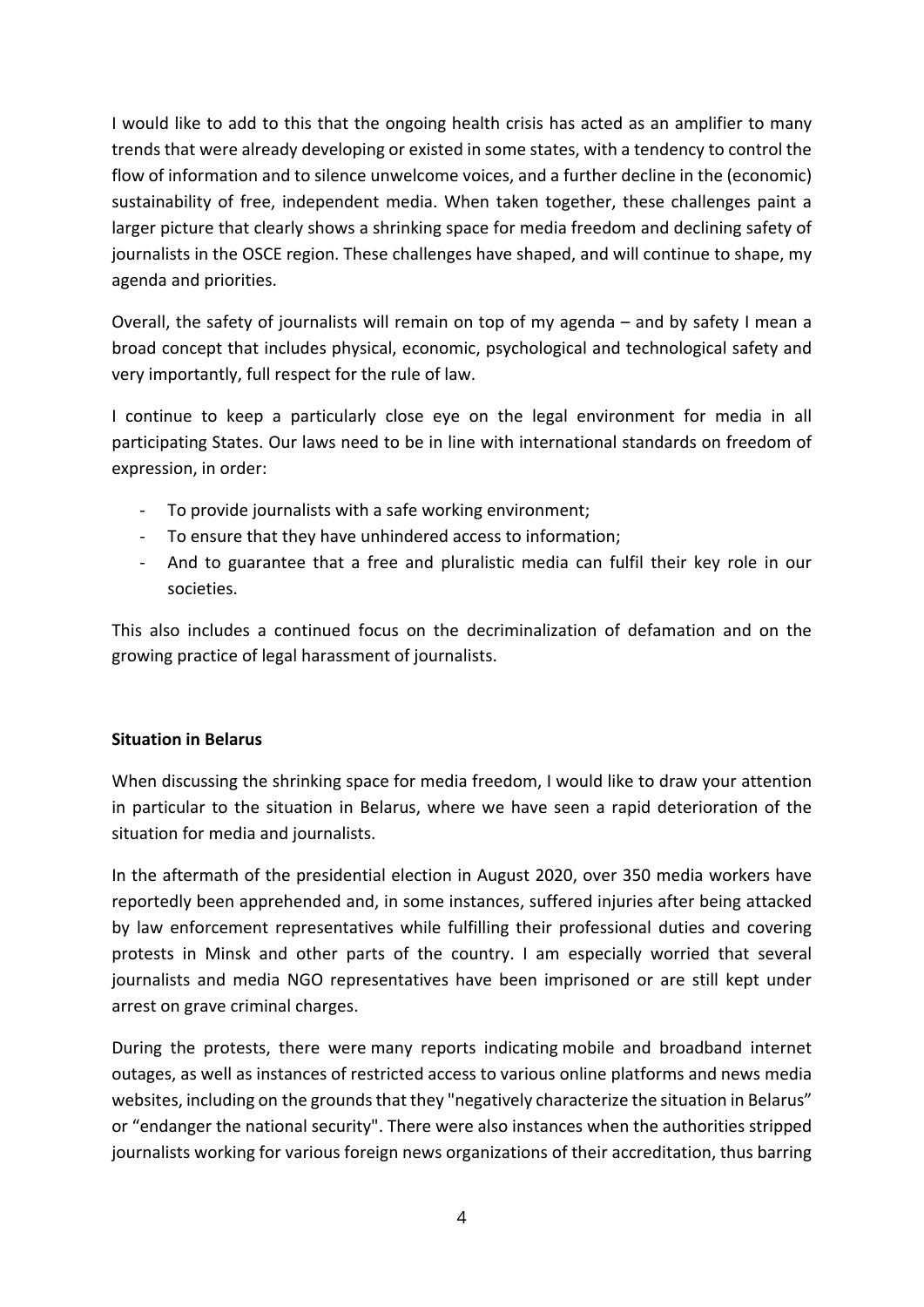I would like to add to this that the ongoing health crisis has acted as an amplifier to many trends that were already developing or existed in some states, with a tendency to control the flow of information and to silence unwelcome voices, and a further decline in the (economic) sustainability of free, independent media. When taken together, these challenges paint a larger picture that clearly shows a shrinking space for media freedom and declining safety of journalists in the OSCE region. These challenges have shaped, and will continue to shape, my agenda and priorities.

Overall, the safety of journalists will remain on top of my agenda – and by safety I mean a broad concept that includes physical, economic, psychological and technological safety and very importantly, full respect for the rule of law.

I continue to keep a particularly close eye on the legal environment for media in all participating States. Our laws need to be in line with international standards on freedom of expression, in order:

- To provide journalists with a safe working environment;
- To ensure that they have unhindered access to information;
- And to guarantee that a free and pluralistic media can fulfil their key role in our societies.

This also includes a continued focus on the decriminalization of defamation and on the growing practice of legal harassment of journalists.

**Situation in Belarus**

When discussing the shrinking space for media freedom, I would like to draw your attention in particular to the situation in Belarus, where we have seen a rapid deterioration of the situation for media and journalists.

In the aftermath of the presidential election in August 2020, over 350 media workers have reportedly been apprehended and, in some instances, suffered injuries after being attacked by law enforcement representatives while fulfilling their professional duties and covering protests in Minsk and other parts of the country. I am especially worried that several journalists and media NGO representatives have been imprisoned or are still kept under arrest on grave criminal charges.

During the protests, there were many reports indicating mobile and broadband internet outages, as well as instances of restricted access to various online platforms and news media websites, including on the grounds that they "negatively characterize the situation in Belarus" or "endanger the national security". There were also instances when the authorities stripped journalists working for various foreign news organizations of their accreditation, thus barring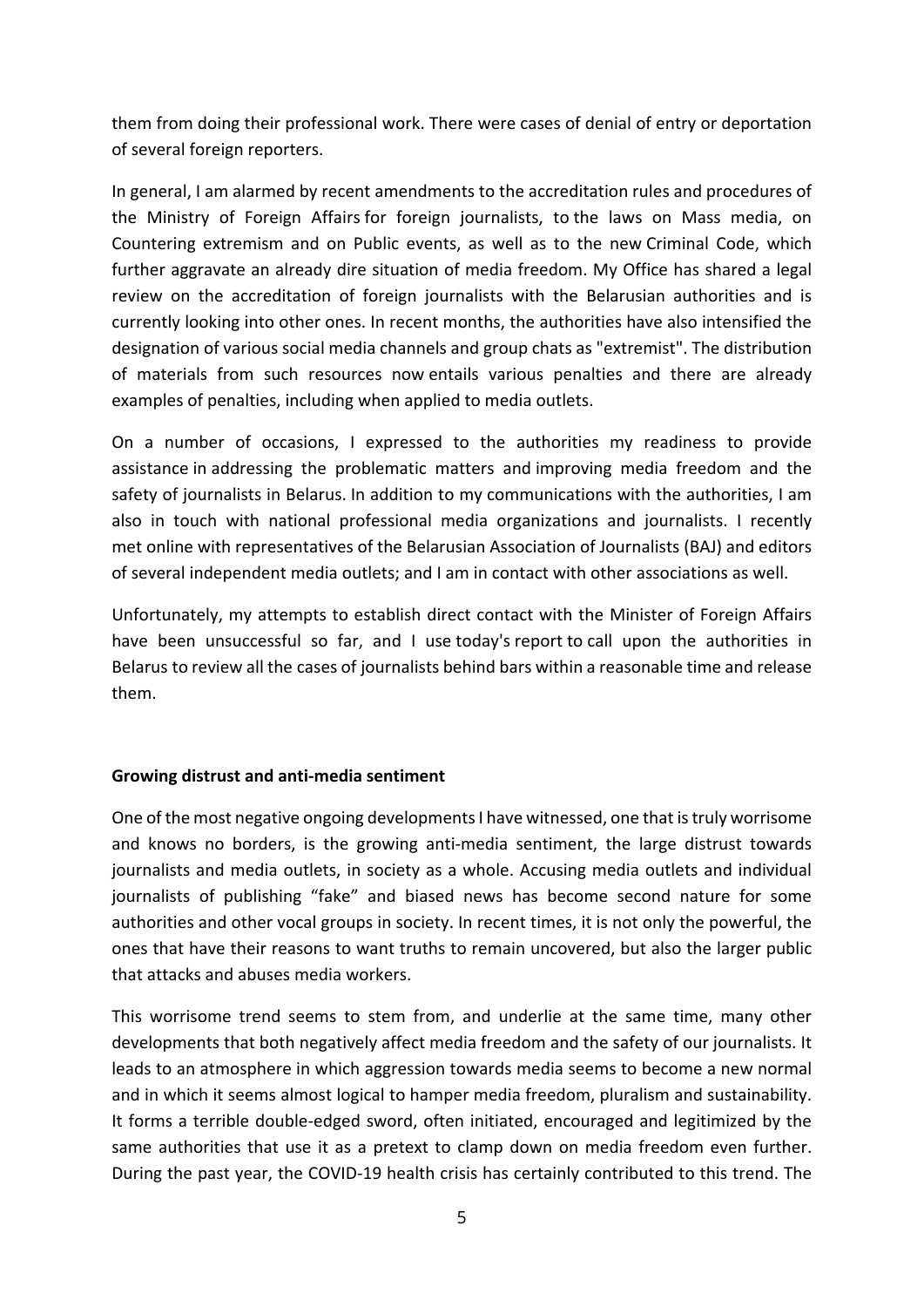them from doing their professional work. There were cases of denial of entry or deportation of several foreign reporters.

In general, I am alarmed by recent amendments to the accreditation rules and procedures of the Ministry of Foreign Affairs for foreign journalists, to the laws on Mass media, on Countering extremism and on Public events, as well as to the new Criminal Code, which further aggravate an already dire situation of media freedom. My Office has shared a legal review on the accreditation of foreign journalists with the Belarusian authorities and is currently looking into other ones. In recent months, the authorities have also intensified the designation of various social media channels and group chats as "extremist". The distribution of materials from such resources now entails various penalties and there are already examples of penalties, including when applied to media outlets.

On a number of occasions, I expressed to the authorities my readiness to provide assistance in addressing the problematic matters and improving media freedom and the safety of journalists in Belarus. In addition to my communications with the authorities, I am also in touch with national professional media organizations and journalists. I recently met online with representatives of the Belarusian Association of Journalists (BAJ) and editors of several independent media outlets; and I am in contact with other associations as well.

Unfortunately, my attempts to establish direct contact with the Minister of Foreign Affairs have been unsuccessful so far, and I use today's report to call upon the authorities in Belarus to review all the cases of journalists behind bars within a reasonable time and release them.

**Growing distrust and anti-media sentiment**

One of the most negative ongoing developments I have witnessed, one that is truly worrisome and knows no borders, is the growing anti-media sentiment, the large distrust towards journalists and media outlets, in society as a whole. Accusing media outlets and individual journalists of publishing "fake" and biased news has become second nature for some authorities and other vocal groups in society. In recent times, it is not only the powerful, the ones that have their reasons to want truths to remain uncovered, but also the larger public that attacks and abuses media workers.

This worrisome trend seems to stem from, and underlie at the same time, many other developments that both negatively affect media freedom and the safety of our journalists. It leads to an atmosphere in which aggression towards media seems to become a new normal and in which it seems almost logical to hamper media freedom, pluralism and sustainability. It forms a terrible double-edged sword, often initiated, encouraged and legitimized by the same authorities that use it as a pretext to clamp down on media freedom even further. During the past year, the COVID-19 health crisis has certainly contributed to this trend. The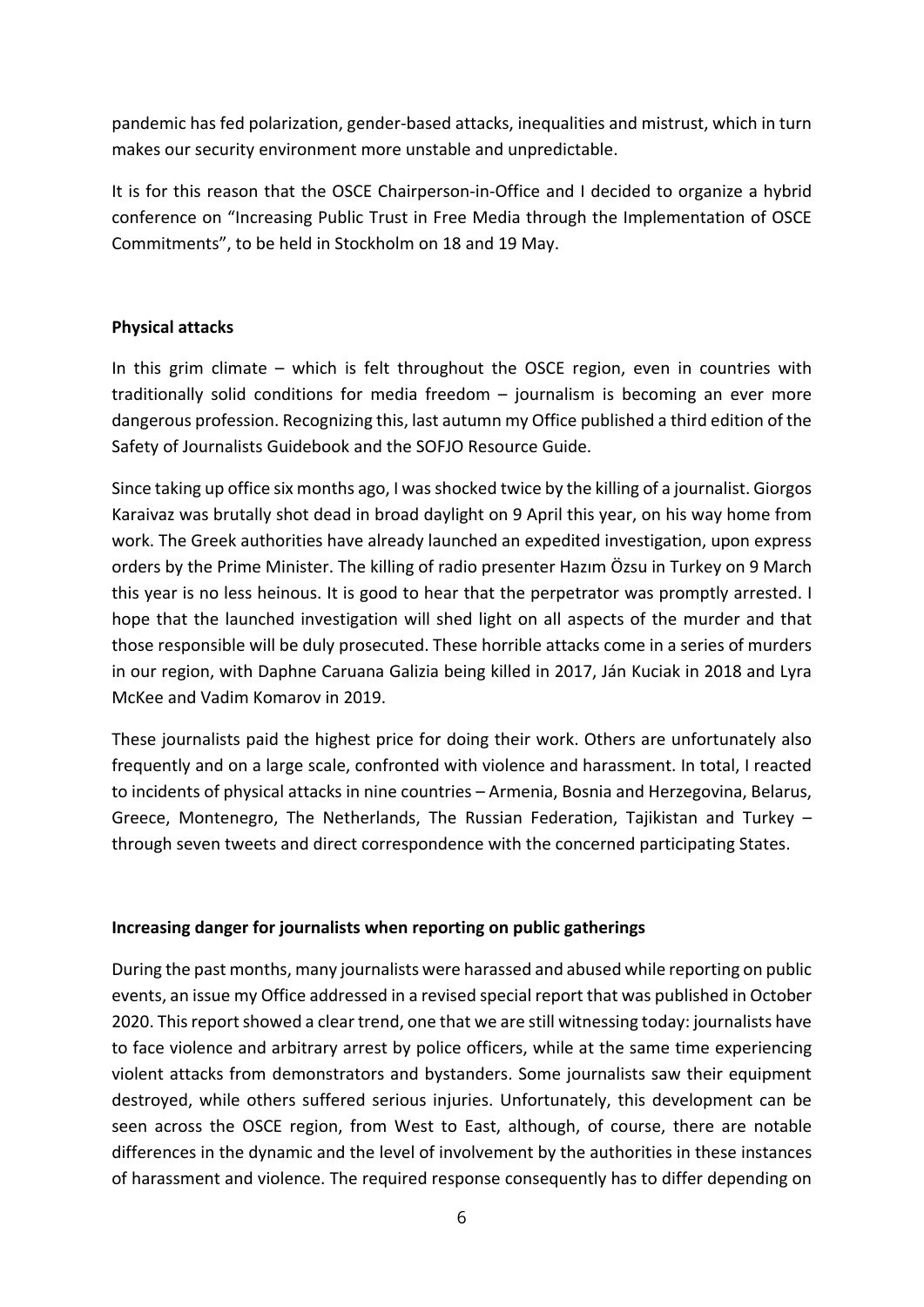pandemic has fed polarization, gender-based attacks, inequalities and mistrust, which in turn makes our security environment more unstable and unpredictable.

It is for this reason that the OSCE Chairperson-in-Office and I decided to organize a hybrid conference on "Increasing Public Trust in Free Media through the Implementation of OSCE Commitments", to be held in Stockholm on 18 and 19 May.

**Physical attacks**

In this grim climate – which is felt throughout the OSCE region, even in countries with traditionally solid conditions for media freedom – journalism is becoming an ever more dangerous profession. Recognizing this, last autumn my Office published a third edition of the Safety of Journalists Guidebook and the SOFJO Resource Guide.

Since taking up office six months ago, I was shocked twice by the killing of a journalist. Giorgos Karaivaz was brutally shot dead in broad daylight on 9 April this year, on his way home from work. The Greek authorities have already launched an expedited investigation, upon express orders by the Prime Minister. The killing of radio presenter Hazım Özsu in Turkey on 9 March this year is no less heinous. It is good to hear that the perpetrator was promptly arrested. I hope that the launched investigation will shed light on all aspects of the murder and that those responsible will be duly prosecuted. These horrible attacks come in a series of murders in our region, with Daphne Caruana Galizia being killed in 2017, Ján Kuciak in 2018 and Lyra McKee and Vadim Komarov in 2019.

These journalists paid the highest price for doing their work. Others are unfortunately also frequently and on a large scale, confronted with violence and harassment. In total, I reacted to incidents of physical attacks in nine countries – Armenia, Bosnia and Herzegovina, Belarus, Greece, Montenegro, The Netherlands, The Russian Federation, Tajikistan and Turkey – through seven tweets and direct correspondence with the concerned participating States.

**Increasing danger for journalists when reporting on public gatherings**

During the past months, many journalists were harassed and abused while reporting on public events, an issue my Office addressed in a revised special report that was published in October 2020. This report showed a clear trend, one that we are still witnessing today: journalists have to face violence and arbitrary arrest by police officers, while at the same time experiencing violent attacks from demonstrators and bystanders. Some journalists saw their equipment destroyed, while others suffered serious injuries. Unfortunately, this development can be seen across the OSCE region, from West to East, although, of course, there are notable differences in the dynamic and the level of involvement by the authorities in these instances of harassment and violence. The required response consequently has to differ depending on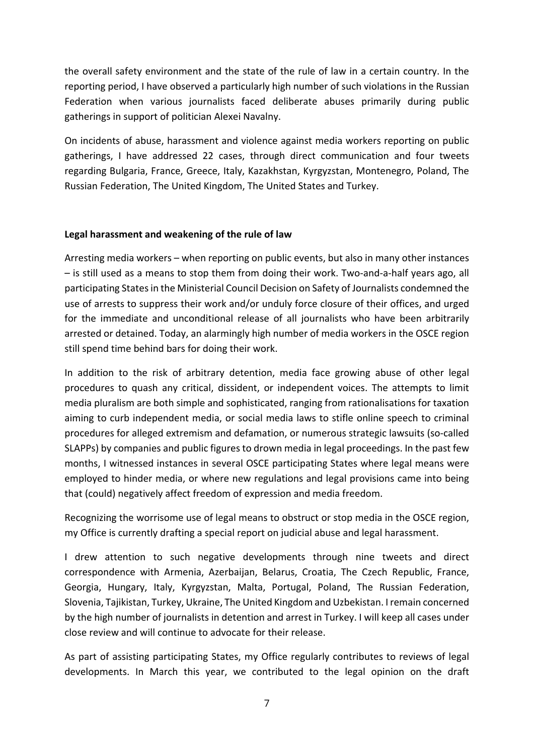the overall safety environment and the state of the rule of law in a certain country. In the reporting period, I have observed a particularly high number of such violations in the Russian Federation when various journalists faced deliberate abuses primarily during public gatherings in support of politician Alexei Navalny.

On incidents of abuse, harassment and violence against media workers reporting on public gatherings, I have addressed 22 cases, through direct communication and four tweets regarding Bulgaria, France, Greece, Italy, Kazakhstan, Kyrgyzstan, Montenegro, Poland, The Russian Federation, The United Kingdom, The United States and Turkey.

**Legal harassment and weakening of the rule of law**

Arresting media workers – when reporting on public events, but also in many other instances – is still used as a means to stop them from doing their work. Two-and-a-half years ago, all participating States in the Ministerial Council Decision on Safety of Journalists condemned the use of arrests to suppress their work and/or unduly force closure of their offices, and urged for the immediate and unconditional release of all journalists who have been arbitrarily arrested or detained. Today, an alarmingly high number of media workers in the OSCE region still spend time behind bars for doing their work.

In addition to the risk of arbitrary detention, media face growing abuse of other legal procedures to quash any critical, dissident, or independent voices. The attempts to limit media pluralism are both simple and sophisticated, ranging from rationalisations for taxation aiming to curb independent media, or social media laws to stifle online speech to criminal procedures for alleged extremism and defamation, or numerous strategic lawsuits (so-called SLAPPs) by companies and public figures to drown media in legal proceedings. In the past few months, I witnessed instances in several OSCE participating States where legal means were employed to hinder media, or where new regulations and legal provisions came into being that (could) negatively affect freedom of expression and media freedom.

Recognizing the worrisome use of legal means to obstruct or stop media in the OSCE region, my Office is currently drafting a special report on judicial abuse and legal harassment.

I drew attention to such negative developments through nine tweets and direct correspondence with Armenia, Azerbaijan, Belarus, Croatia, The Czech Republic, France, Georgia, Hungary, Italy, Kyrgyzstan, Malta, Portugal, Poland, The Russian Federation, Slovenia, Tajikistan, Turkey, Ukraine, The United Kingdom and Uzbekistan. I remain concerned by the high number of journalists in detention and arrest in Turkey. I will keep all cases under close review and will continue to advocate for their release.

As part of assisting participating States, my Office regularly contributes to reviews of legal developments. In March this year, we contributed to the legal opinion on the draft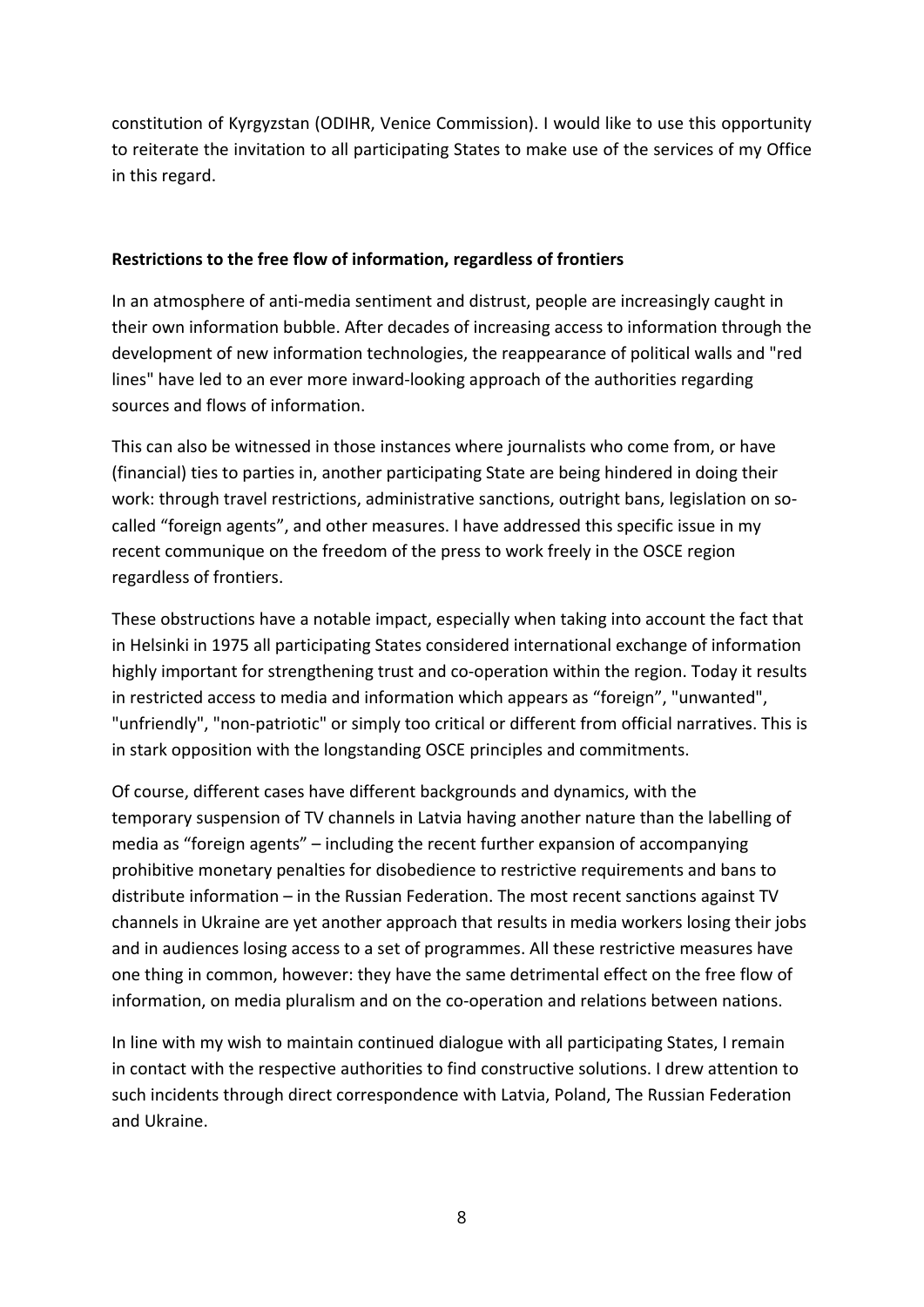constitution of Kyrgyzstan (ODIHR, Venice Commission). I would like to use this opportunity to reiterate the invitation to all participating States to make use of the services of my Office in this regard.

**Restrictions to the free flow of information, regardless of frontiers**

In an atmosphere of anti-media sentiment and distrust, people are increasingly caught in their own information bubble. After decades of increasing access to information through the development of new information technologies, the reappearance of political walls and "red lines" have led to an ever more inward-looking approach of the authorities regarding sources and flows of information.

This can also be witnessed in those instances where journalists who come from, or have (financial) ties to parties in, another participating State are being hindered in doing their work: through travel restrictions, administrative sanctions, outright bans, legislation on so-called "foreign agents", and other measures. I have addressed this specific issue in my recent communique on the freedom of the press to work freely in the OSCE region regardless of frontiers.

These obstructions have a notable impact, especially when taking into account the fact that in Helsinki in 1975 all participating States considered international exchange of information highly important for strengthening trust and co-operation within the region. Today it results in restricted access to media and information which appears as "foreign", "unwanted", "unfriendly", "non-patriotic" or simply too critical or different from official narratives. This is in stark opposition with the longstanding OSCE principles and commitments.

Of course, different cases have different backgrounds and dynamics, with the temporary suspension of TV channels in Latvia having another nature than the labelling of media as "foreign agents" – including the recent further expansion of accompanying prohibitive monetary penalties for disobedience to restrictive requirements and bans to distribute information – in the Russian Federation. The most recent sanctions against TV channels in Ukraine are yet another approach that results in media workers losing their jobs and in audiences losing access to a set of programmes. All these restrictive measures have one thing in common, however: they have the same detrimental effect on the free flow of information, on media pluralism and on the co-operation and relations between nations.

In line with my wish to maintain continued dialogue with all participating States, I remain in contact with the respective authorities to find constructive solutions. I drew attention to such incidents through direct correspondence with Latvia, Poland, The Russian Federation and Ukraine.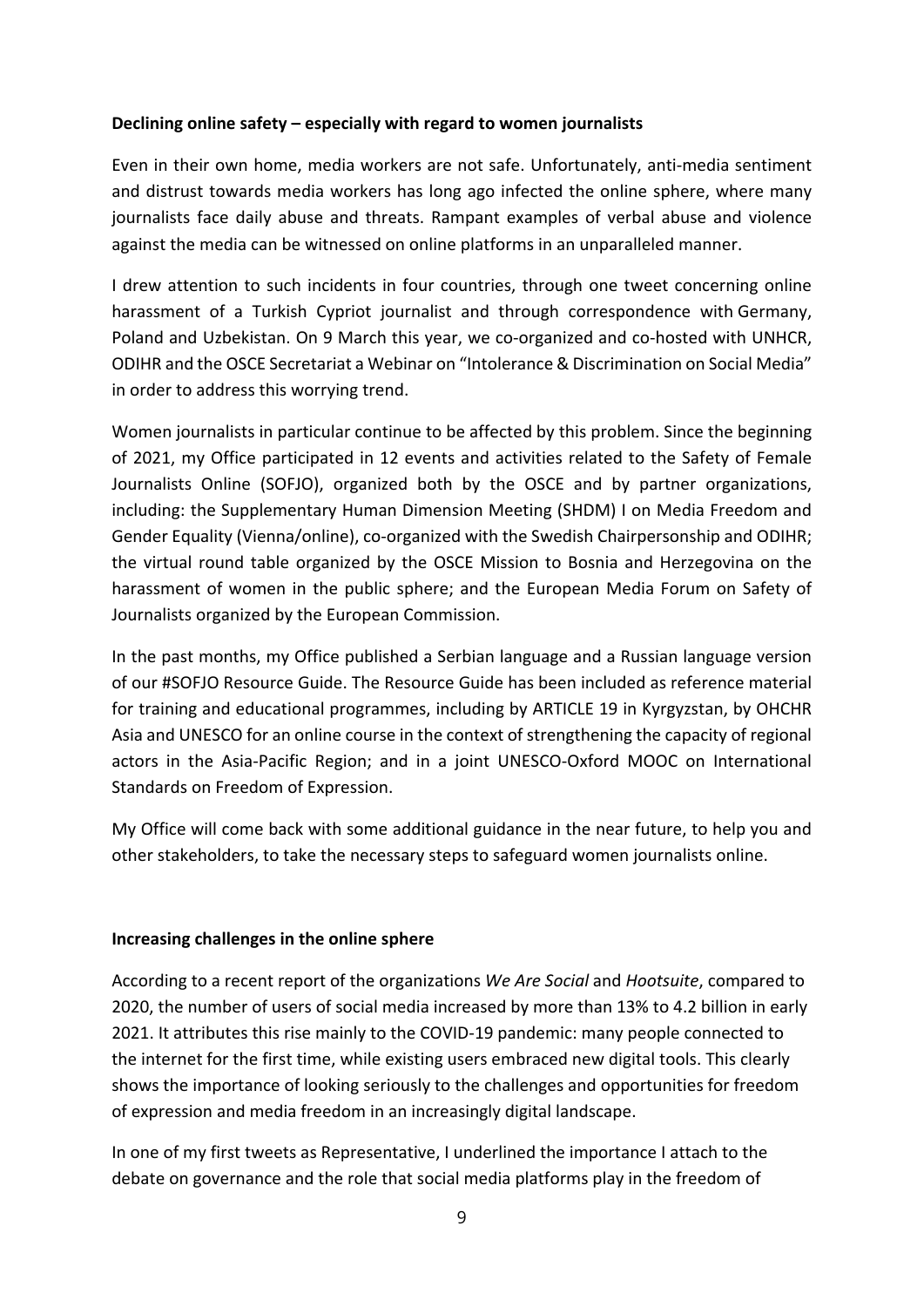**Declining online safety – especially with regard to women journalists**

Even in their own home, media workers are not safe. Unfortunately, anti-media sentiment and distrust towards media workers has long ago infected the online sphere, where many journalists face daily abuse and threats. Rampant examples of verbal abuse and violence against the media can be witnessed on online platforms in an unparalleled manner.

I drew attention to such incidents in four countries, through one tweet concerning online harassment of a Turkish Cypriot journalist and through correspondence with Germany, Poland and Uzbekistan. On 9 March this year, we co-organized and co-hosted with UNHCR, ODIHR and the OSCE Secretariat a Webinar on "Intolerance & Discrimination on Social Media" in order to address this worrying trend.

Women journalists in particular continue to be affected by this problem. Since the beginning of 2021, my Office participated in 12 events and activities related to the Safety of Female Journalists Online (SOFJO), organized both by the OSCE and by partner organizations, including: the Supplementary Human Dimension Meeting (SHDM) I on Media Freedom and Gender Equality (Vienna/online), co-organized with the Swedish Chairpersonship and ODIHR; the virtual round table organized by the OSCE Mission to Bosnia and Herzegovina on the harassment of women in the public sphere; and the European Media Forum on Safety of Journalists organized by the European Commission.

In the past months, my Office published a Serbian language and a Russian language version of our #SOFJO Resource Guide. The Resource Guide has been included as reference material for training and educational programmes, including by ARTICLE 19 in Kyrgyzstan, by OHCHR Asia and UNESCO for an online course in the context of strengthening the capacity of regional actors in the Asia-Pacific Region; and in a joint UNESCO-Oxford MOOC on International Standards on Freedom of Expression.

My Office will come back with some additional guidance in the near future, to help you and other stakeholders, to take the necessary steps to safeguard women journalists online.

**Increasing challenges in the online sphere**

According to a recent report of the organizations *We Are Social* and *Hootsuite*, compared to 2020, the number of users of social media increased by more than 13% to 4.2 billion in early 2021. It attributes this rise mainly to the COVID-19 pandemic: many people connected to the internet for the first time, while existing users embraced new digital tools. This clearly shows the importance of looking seriously to the challenges and opportunities for freedom of expression and media freedom in an increasingly digital landscape.

In one of my first tweets as Representative, I underlined the importance I attach to the debate on governance and the role that social media platforms play in the freedom of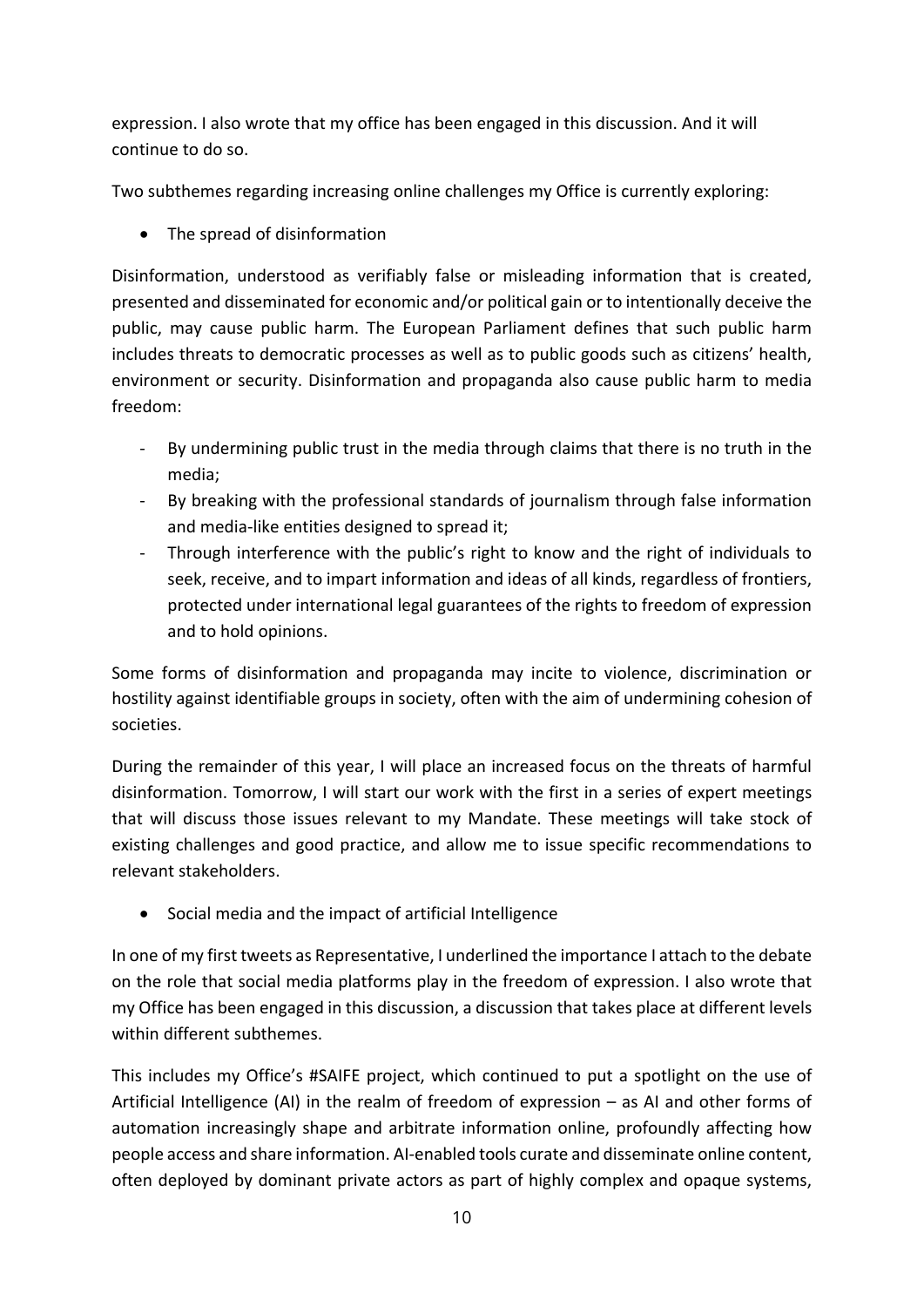expression. I also wrote that my office has been engaged in this discussion. And it will continue to do so.

Two subthemes regarding increasing online challenges my Office is currently exploring:

- The spread of disinformation

Disinformation, understood as verifiably false or misleading information that is created, presented and disseminated for economic and/or political gain or to intentionally deceive the public, may cause public harm. The European Parliament defines that such public harm includes threats to democratic processes as well as to public goods such as citizens' health, environment or security. Disinformation and propaganda also cause public harm to media freedom:

- By undermining public trust in the media through claims that there is no truth in the media;
- By breaking with the professional standards of journalism through false information and media-like entities designed to spread it;
- Through interference with the public's right to know and the right of individuals to seek, receive, and to impart information and ideas of all kinds, regardless of frontiers, protected under international legal guarantees of the rights to freedom of expression and to hold opinions.

Some forms of disinformation and propaganda may incite to violence, discrimination or hostility against identifiable groups in society, often with the aim of undermining cohesion of societies.

During the remainder of this year, I will place an increased focus on the threats of harmful disinformation. Tomorrow, I will start our work with the first in a series of expert meetings that will discuss those issues relevant to my Mandate. These meetings will take stock of existing challenges and good practice, and allow me to issue specific recommendations to relevant stakeholders.

- Social media and the impact of artificial Intelligence

In one of my first tweets as Representative, I underlined the importance I attach to the debate on the role that social media platforms play in the freedom of expression. I also wrote that my Office has been engaged in this discussion, a discussion that takes place at different levels within different subthemes.

This includes my Office's #SAIFE project, which continued to put a spotlight on the use of Artificial Intelligence (AI) in the realm of freedom of expression – as AI and other forms of automation increasingly shape and arbitrate information online, profoundly affecting how people access and share information. AI-enabled tools curate and disseminate online content, often deployed by dominant private actors as part of highly complex and opaque systems,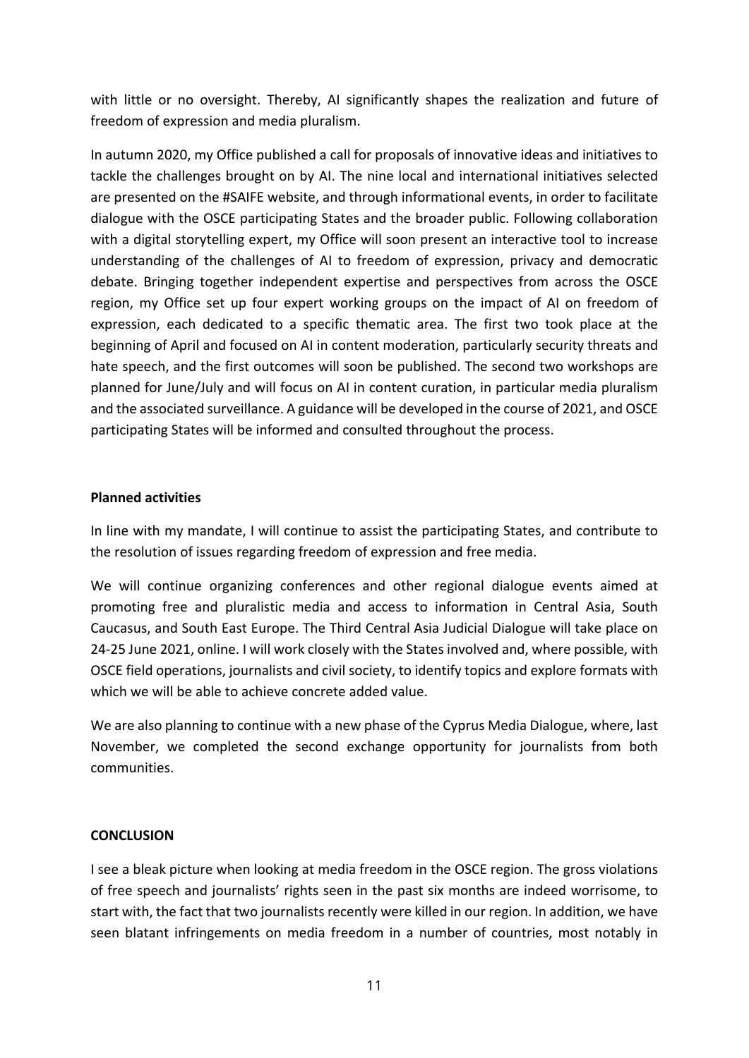with little or no oversight. Thereby, AI significantly shapes the realization and future of freedom of expression and media pluralism.

In autumn 2020, my Office published a call for proposals of innovative ideas and initiatives to tackle the challenges brought on by AI. The nine local and international initiatives selected are presented on the #SAIFE website, and through informational events, in order to facilitate dialogue with the OSCE participating States and the broader public. Following collaboration with a digital storytelling expert, my Office will soon present an interactive tool to increase understanding of the challenges of AI to freedom of expression, privacy and democratic debate. Bringing together independent expertise and perspectives from across the OSCE region, my Office set up four expert working groups on the impact of AI on freedom of expression, each dedicated to a specific thematic area. The first two took place at the beginning of April and focused on AI in content moderation, particularly security threats and hate speech, and the first outcomes will soon be published. The second two workshops are planned for June/July and will focus on AI in content curation, in particular media pluralism and the associated surveillance. A guidance will be developed in the course of 2021, and OSCE participating States will be informed and consulted throughout the process.

**Planned activities**

In line with my mandate, I will continue to assist the participating States, and contribute to the resolution of issues regarding freedom of expression and free media.

We will continue organizing conferences and other regional dialogue events aimed at promoting free and pluralistic media and access to information in Central Asia, South Caucasus, and South East Europe. The Third Central Asia Judicial Dialogue will take place on 24-25 June 2021, online. I will work closely with the States involved and, where possible, with OSCE field operations, journalists and civil society, to identify topics and explore formats with which we will be able to achieve concrete added value.

We are also planning to continue with a new phase of the Cyprus Media Dialogue, where, last November, we completed the second exchange opportunity for journalists from both communities.

**CONCLUSION**

I see a bleak picture when looking at media freedom in the OSCE region. The gross violations of free speech and journalists' rights seen in the past six months are indeed worrisome, to start with, the fact that two journalists recently were killed in our region. In addition, we have seen blatant infringements on media freedom in a number of countries, most notably in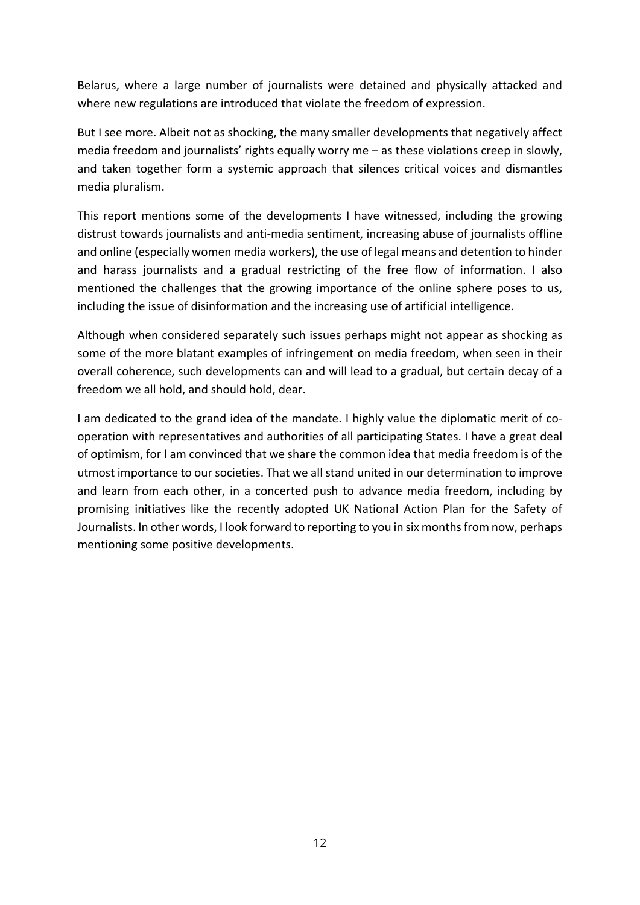Belarus, where a large number of journalists were detained and physically attacked and where new regulations are introduced that violate the freedom of expression.

But I see more. Albeit not as shocking, the many smaller developments that negatively affect media freedom and journalists' rights equally worry me – as these violations creep in slowly, and taken together form a systemic approach that silences critical voices and dismantles media pluralism.

This report mentions some of the developments I have witnessed, including the growing distrust towards journalists and anti-media sentiment, increasing abuse of journalists offline and online (especially women media workers), the use of legal means and detention to hinder and harass journalists and a gradual restricting of the free flow of information. I also mentioned the challenges that the growing importance of the online sphere poses to us, including the issue of disinformation and the increasing use of artificial intelligence.

Although when considered separately such issues perhaps might not appear as shocking as some of the more blatant examples of infringement on media freedom, when seen in their overall coherence, such developments can and will lead to a gradual, but certain decay of a freedom we all hold, and should hold, dear.

I am dedicated to the grand idea of the mandate. I highly value the diplomatic merit of co-operation with representatives and authorities of all participating States. I have a great deal of optimism, for I am convinced that we share the common idea that media freedom is of the utmost importance to our societies. That we all stand united in our determination to improve and learn from each other, in a concerted push to advance media freedom, including by promising initiatives like the recently adopted UK National Action Plan for the Safety of Journalists. In other words, I look forward to reporting to you in six months from now, perhaps mentioning some positive developments.